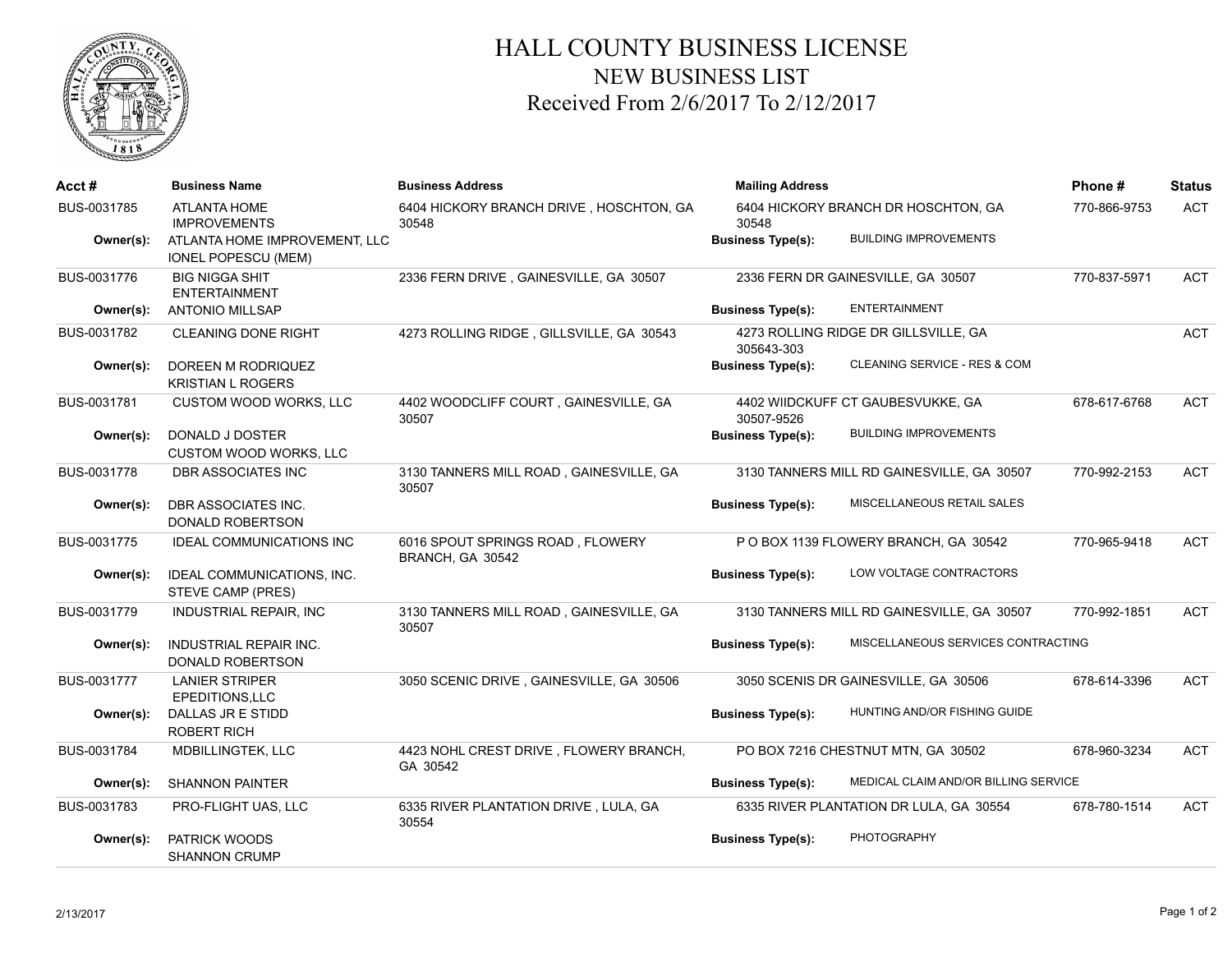# HALL COUNTY BUSINESS LICENSE
## NEW BUSINESS LIST
### Received From 2/6/2017 To 2/12/2017

| Acct # | Business Name | Business Address | Mailing Address | | Phone # | Status |
|---|---|---|---|---|---|---|
| BUS-0031785 | ATLANTA HOME IMPROVEMENTS | 6404 HICKORY BRANCH DRIVE , HOSCHTON, GA 30548 | 6404 HICKORY BRANCH DR HOSCHTON, GA 30548 | | 770-866-9753 | ACT |
| **Owner(s):** | ATLANTA HOME IMPROVEMENT, LLC<br>IONEL POPESCU (MEM) | | **Business Type(s):** | BUILDING IMPROVEMENTS | | |
| BUS-0031776 | BIG NIGGA SHIT ENTERTAINMENT | 2336 FERN DRIVE , GAINESVILLE, GA 30507 | 2336 FERN DR GAINESVILLE, GA 30507 | | 770-837-5971 | ACT |
| **Owner(s):** | ANTONIO MILLSAP | | **Business Type(s):** | ENTERTAINMENT | | |
| BUS-0031782 | CLEANING DONE RIGHT | 4273 ROLLING RIDGE , GILLSVILLE, GA 30543 | 4273 ROLLING RIDGE DR GILLSVILLE, GA 305643-303 | | | ACT |
| **Owner(s):** | DOREEN M RODRIQUEZ<br>KRISTIAN L ROGERS | | **Business Type(s):** | CLEANING SERVICE - RES & COM | | |
| BUS-0031781 | CUSTOM WOOD WORKS, LLC | 4402 WOODCLIFF COURT , GAINESVILLE, GA 30507 | 4402 WIIDCKUFF CT GAUBESVUKKE, GA 30507-9526 | | 678-617-6768 | ACT |
| **Owner(s):** | DONALD J DOSTER<br>CUSTOM WOOD WORKS, LLC | | **Business Type(s):** | BUILDING IMPROVEMENTS | | |
| BUS-0031778 | DBR ASSOCIATES INC | 3130 TANNERS MILL ROAD , GAINESVILLE, GA 30507 | 3130 TANNERS MILL RD GAINESVILLE, GA 30507 | | 770-992-2153 | ACT |
| **Owner(s):** | DBR ASSOCIATES INC.<br>DONALD ROBERTSON | | **Business Type(s):** | MISCELLANEOUS RETAIL SALES | | |
| BUS-0031775 | IDEAL COMMUNICATIONS INC | 6016 SPOUT SPRINGS ROAD , FLOWERY BRANCH, GA 30542 | P O BOX 1139 FLOWERY BRANCH, GA 30542 | | 770-965-9418 | ACT |
| **Owner(s):** | IDEAL COMMUNICATIONS, INC.<br>STEVE CAMP (PRES) | | **Business Type(s):** | LOW VOLTAGE CONTRACTORS | | |
| BUS-0031779 | INDUSTRIAL REPAIR, INC | 3130 TANNERS MILL ROAD , GAINESVILLE, GA 30507 | 3130 TANNERS MILL RD GAINESVILLE, GA 30507 | | 770-992-1851 | ACT |
| **Owner(s):** | INDUSTRIAL REPAIR INC.<br>DONALD ROBERTSON | | **Business Type(s):** | MISCELLANEOUS SERVICES CONTRACTING | | |
| BUS-0031777 | LANIER STRIPER EPEDITIONS,LLC | 3050 SCENIC DRIVE , GAINESVILLE, GA 30506 | 3050 SCENIS DR GAINESVILLE, GA 30506 | | 678-614-3396 | ACT |
| **Owner(s):** | DALLAS JR E STIDD<br>ROBERT RICH | | **Business Type(s):** | HUNTING AND/OR FISHING GUIDE | | |
| BUS-0031784 | MDBILLINGTEK, LLC | 4423 NOHL CREST DRIVE , FLOWERY BRANCH, GA 30542 | PO BOX 7216 CHESTNUT MTN, GA 30502 | | 678-960-3234 | ACT |
| **Owner(s):** | SHANNON PAINTER | | **Business Type(s):** | MEDICAL CLAIM AND/OR BILLING SERVICE | | |
| BUS-0031783 | PRO-FLIGHT UAS, LLC | 6335 RIVER PLANTATION DRIVE , LULA, GA 30554 | 6335 RIVER PLANTATION DR LULA, GA 30554 | | 678-780-1514 | ACT |
| **Owner(s):** | PATRICK WOODS<br>SHANNON CRUMP | | **Business Type(s):** | PHOTOGRAPHY | | |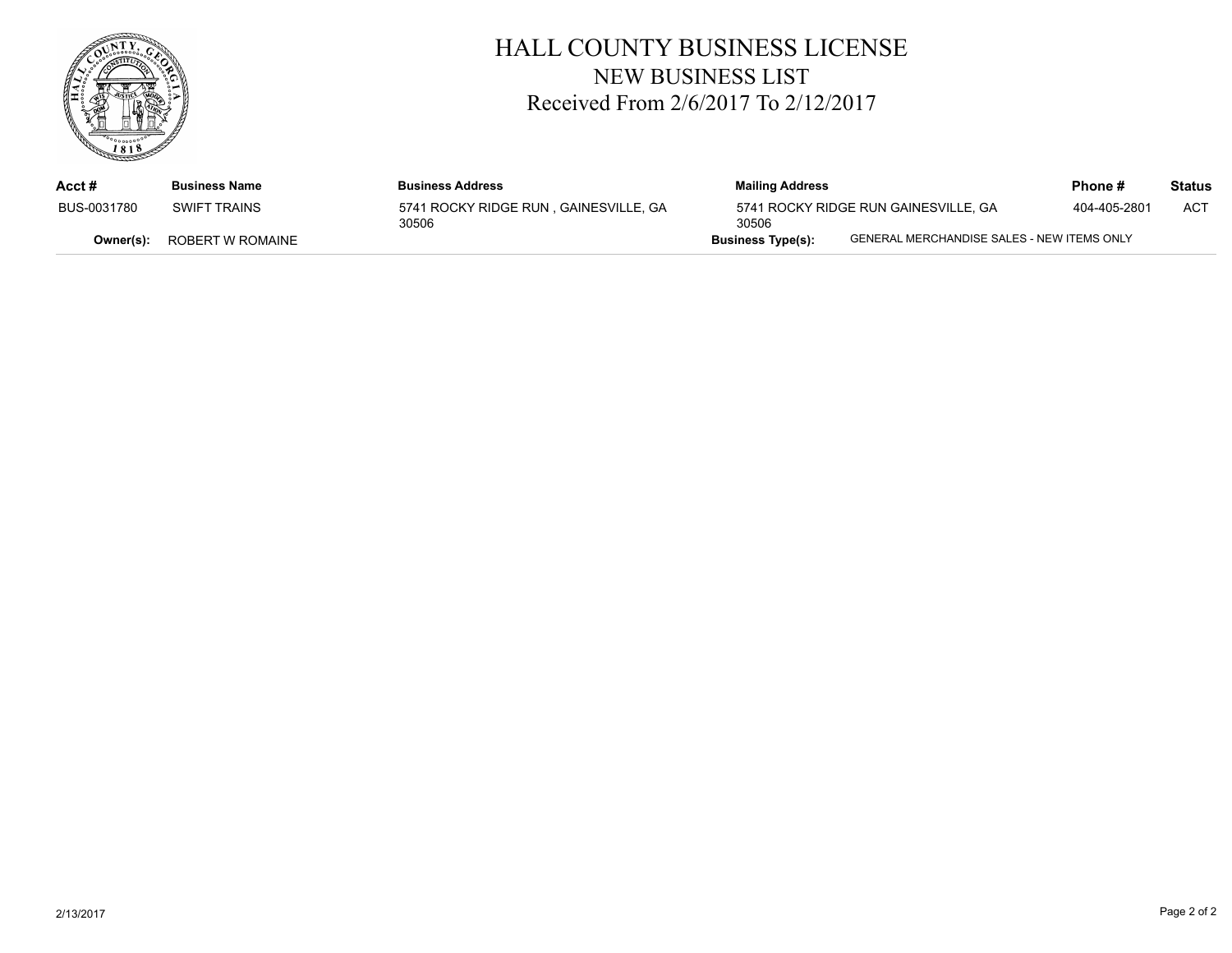# HALL COUNTY BUSINESS LICENSE

## NEW BUSINESS LIST

## Received From 2/6/2017 To 2/12/2017

| Acct # | Business Name | Business Address | Mailing Address | Phone # | Status |
|---|---|---|---|---|---|
| BUS-0031780 | SWIFT TRAINS | 5741 ROCKY RIDGE RUN , GAINESVILLE, GA 30506 | 5741 ROCKY RIDGE RUN GAINESVILLE, GA 30506 | 404-405-2801 | ACT |
| **Owner(s):** | ROBERT W ROMAINE | | **Business Type(s):** GENERAL MERCHANDISE SALES - NEW ITEMS ONLY | | |

2/13/2017